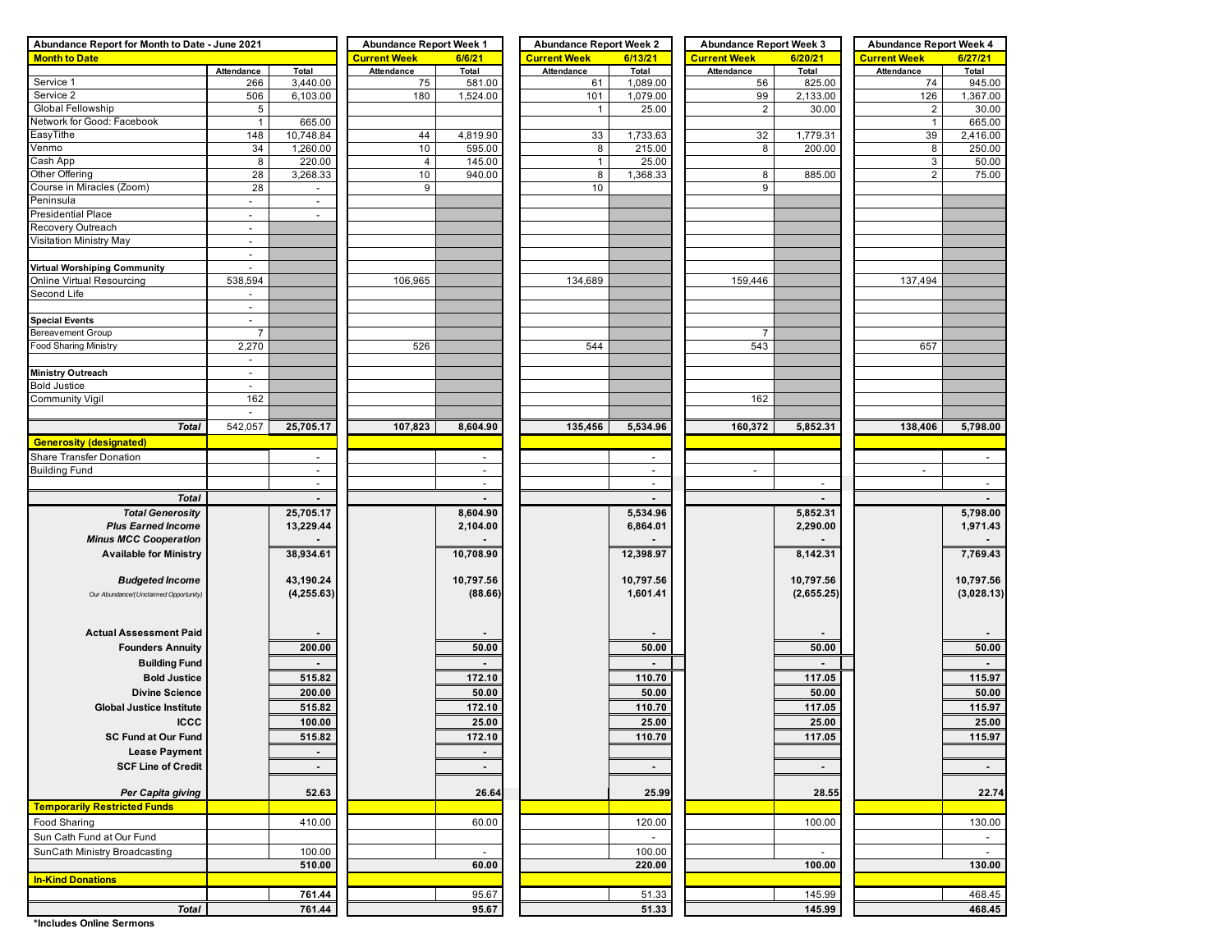| Abundance Report for Month to Date - June 2021 | | | Abundance Report Week 1 | | Abundance Report Week 2 | | Abundance Report Week 3 | | Abundance Report Week 4 | |
|---|---|---|---|---|---|---|---|---|---|---|
| **Month to Date** | | | **Current Week** | **6/6/21** | **Current Week** | **6/13/21** | **Current Week** | **6/20/21** | **Current Week** | **6/27/21** |
| | Attendance | Total | Attendance | Total | Attendance | Total | Attendance | Total | Attendance | Total |
| Service 1 | 266 | 3,440.00 | 75 | 581.00 | 61 | 1,089.00 | 56 | 825.00 | 74 | 945.00 |
| Service 2 | 506 | 6,103.00 | 180 | 1,524.00 | 101 | 1,079.00 | 99 | 2,133.00 | 126 | 1,367.00 |
| Global Fellowship | 5 | | | | 1 | 25.00 | 2 | 30.00 | 2 | 30.00 |
| Network for Good: Facebook | 1 | 665.00 | | | | | | | 1 | 665.00 |
| EasyTithe | 148 | 10,748.84 | 44 | 4,819.90 | 33 | 1,733.63 | 32 | 1,779.31 | 39 | 2,416.00 |
| Venmo | 34 | 1,260.00 | 10 | 595.00 | 8 | 215.00 | 8 | 200.00 | 8 | 250.00 |
| Cash App | 8 | 220.00 | 4 | 145.00 | 1 | 25.00 | | | 3 | 50.00 |
| Other Offering | 28 | 3,268.33 | 10 | 940.00 | 8 | 1,368.33 | 8 | 885.00 | 2 | 75.00 |
| Course in Miracles (Zoom) | 28 | - | 9 | | 10 | | 9 | | | |
| Peninsula | - | - | | | | | | | | |
| Presidential Place | - | - | | | | | | | | |
| Recovery Outreach | - | | | | | | | | | |
| Visitation Ministry May | - | | | | | | | | | |
| | - | | | | | | | | | |
| **Virtual Worshiping Community** | - | | | | | | | | | |
| Online Virtual Resourcing | 538,594 | | 106,965 | | 134,689 | | 159,446 | | 137,494 | |
| Second Life | - | | | | | | | | | |
| | - | | | | | | | | | |
| **Special Events** | - | | | | | | | | | |
| Bereavement Group | 7 | | | | | | 7 | | | |
| Food Sharing Ministry | 2,270 | | 526 | | 544 | | 543 | | 657 | |
| | - | | | | | | | | | |
| **Ministry Outreach** | - | | | | | | | | | |
| Bold Justice | - | | | | | | | | | |
| Community Vigil | 162 | | | | | | 162 | | | |
| | - | | | | | | | | | |
| ***Total*** | 542,057 | **25,705.17** | **107,823** | **8,604.90** | **135,456** | **5,534.96** | **160,372** | **5,852.31** | **138,406** | **5,798.00** |
| **Generosity (designated)** | | | | | | | | | | |
| Share Transfer Donation | | - | | - | | - | | | | - |
| Building Fund | | - | | - | | - | - | | - | |
| | | - | | - | | - | | - | | - |
| ***Total*** | | **-** | | **-** | | **-** | | **-** | | **-** |
| ***Total Generosity*** | | **25,705.17** | | **8,604.90** | | **5,534.96** | | **5,852.31** | | **5,798.00** |
| ***Plus Earned Income*** | | **13,229.44** | | **2,104.00** | | **6,864.01** | | **2,290.00** | | **1,971.43** |
| ***Minus MCC Cooperation*** | | **-** | | **-** | | **-** | | **-** | | **-** |
| **Available for Ministry** | | **38,934.61** | | **10,708.90** | | **12,398.97** | | **8,142.31** | | **7,769.43** |
| ***Budgeted Income*** | | **43,190.24** | | **10,797.56** | | **10,797.56** | | **10,797.56** | | **10,797.56** |
| *Our Abundance/(Unclaimed Opportunity)* | | **(4,255.63)** | | **(88.66)** | | **1,601.41** | | **(2,655.25)** | | **(3,028.13)** |
| **Actual Assessment Paid** | | **-** | | **-** | | **-** | | **-** | | **-** |
| **Founders Annuity** | | **200.00** | | **50.00** | | **50.00** | | **50.00** | | **50.00** |
| **Building Fund** | | **-** | | **-** | | **-** | | **-** | | **-** |
| **Bold Justice** | | **515.82** | | **172.10** | | **110.70** | | **117.05** | | **115.97** |
| **Divine Science** | | **200.00** | | **50.00** | | **50.00** | | **50.00** | | **50.00** |
| **Global Justice Institute** | | **515.82** | | **172.10** | | **110.70** | | **117.05** | | **115.97** |
| **ICCC** | | **100.00** | | **25.00** | | **25.00** | | **25.00** | | **25.00** |
| **SC Fund at Our Fund** | | **515.82** | | **172.10** | | **110.70** | | **117.05** | | **115.97** |
| **Lease Payment** | | **-** | | **-** | | | | | | |
| **SCF Line of Credit** | | **-** | | **-** | | **-** | | **-** | | **-** |
| ***Per Capita giving*** | | **52.63** | | **26.64** | | **25.99** | | **28.55** | | **22.74** |
| **Temporarily Restricted Funds** | | | | | | | | | | |
| Food Sharing | | 410.00 | | 60.00 | | 120.00 | | 100.00 | | 130.00 |
| Sun Cath Fund at Our Fund | | | | | | - | | | | - |
| SunCath Ministry Broadcasting | | 100.00 | | - | | 100.00 | | - | | - |
| | | **510.00** | | **60.00** | | **220.00** | | **100.00** | | **130.00** |
| **In-Kind Donations** | | | | | | | | | | |
| | | 761.44 | | 95.67 | | 51.33 | | 145.99 | | 468.45 |
| ***Total*** | | **761.44** | | **95.67** | | **51.33** | | **145.99** | | **468.45** |

**\*Includes Online Sermons**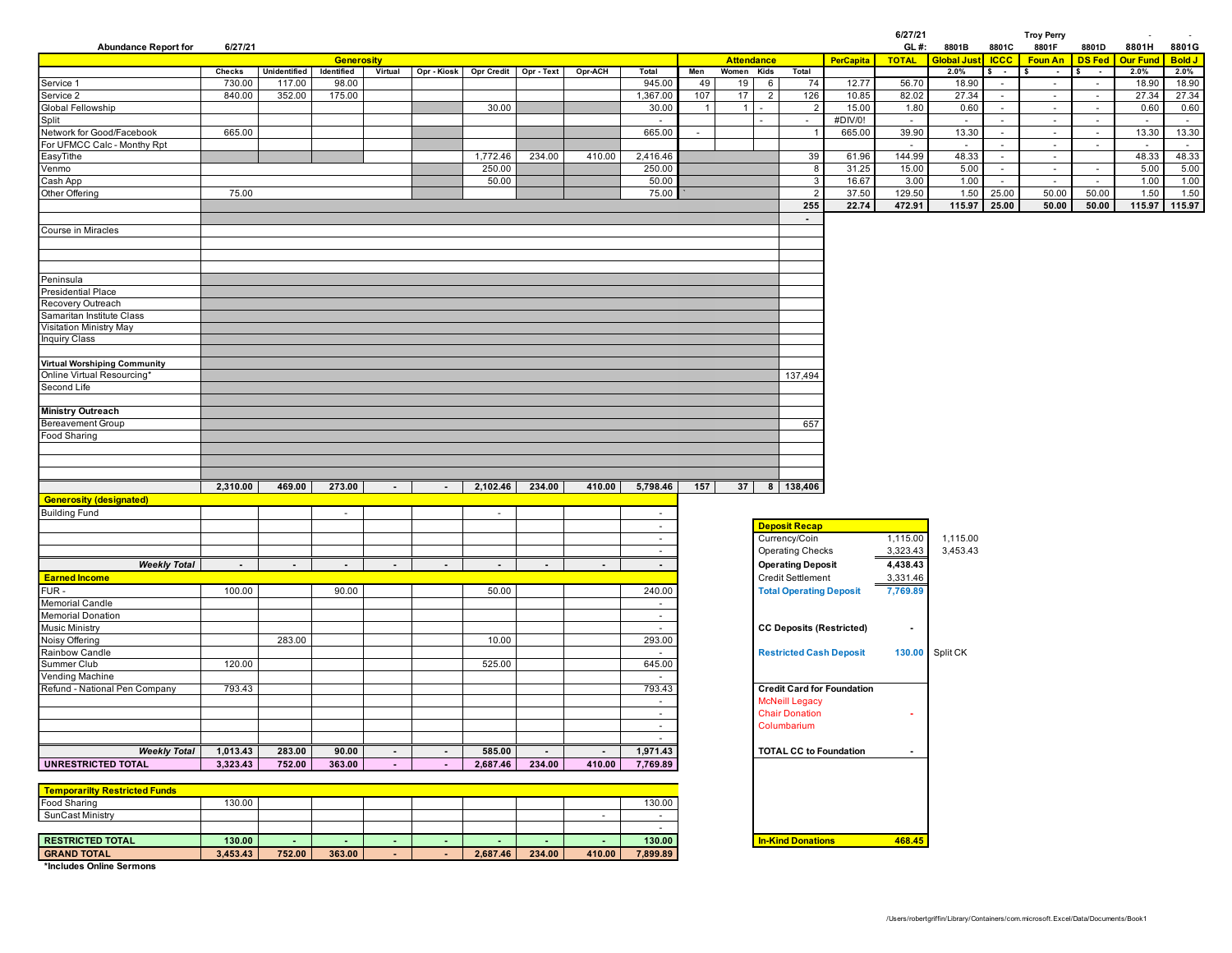**Abundance Report for** 6/27/21

| | Checks | Unidentified | Identified | Virtual | Opr - Kiosk | Opr Credit | Opr - Text | Opr-ACH | Total | Men | Women | Kids | Total | PerCapita | TOTAL | Global Just | ICCC | Foun An | DS Fed | Our Fund | Bold J |
|---|---|---|---|---|---|---|---|---|---|---|---|---|---|---|---|---|---|---|---|---|---|
| | **Generosity** | | | | | | | | | **Attendance** | | | | | 6/27/21 | | | Troy Perry | | - | - |
| | | | | | | | | | | | | | | | GL #: | 8801B | 8801C | 8801F | 8801D | 8801H | 8801G |
| | | | | | | | | | | | | | | | | 2.0% | $ - | $ - | $ - | 2.0% | 2.0% |
| Service 1 | 730.00 | 117.00 | 98.00 | | | | | | 945.00 | 49 | 19 | 6 | 74 | 12.77 | 56.70 | 18.90 | - | - | - | 18.90 | 18.90 |
| Service 2 | 840.00 | 352.00 | 175.00 | | | | | | 1,367.00 | 107 | 17 | 2 | 126 | 10.85 | 82.02 | 27.34 | - | - | - | 27.34 | 27.34 |
| Global Fellowship | | | | | | 30.00 | | | 30.00 | 1 | 1 | - | 2 | 15.00 | 1.80 | 0.60 | - | - | - | 0.60 | 0.60 |
| Split | | | | | | | | | - | | | - | - | #DIV/0! | - | - | - | - | - | - | - |
| Network for Good/Facebook | 665.00 | | | | | | | | 665.00 | - | | | 1 | 665.00 | 39.90 | 13.30 | - | - | - | 13.30 | 13.30 |
| For UFMCC Calc - Monthy Rpt | | | | | | | | | | | | | | | - | - | - | - | - | - | - |
| EasyTithe | | | | | | 1,772.46 | 234.00 | 410.00 | 2,416.46 | | | | 39 | 61.96 | 144.99 | 48.33 | - | - | | 48.33 | 48.33 |
| Venmo | | | | | | 250.00 | | | 250.00 | | | | 8 | 31.25 | 15.00 | 5.00 | - | - | - | 5.00 | 5.00 |
| Cash App | | | | | | 50.00 | | | 50.00 | | | | 3 | 16.67 | 3.00 | 1.00 | - | - | - | 1.00 | 1.00 |
| Other Offering | 75.00 | | | | | | | | 75.00 | | | | 2 | 37.50 | 129.50 | 1.50 | 25.00 | 50.00 | 50.00 | 1.50 | 1.50 |
| | | | | | | | | | | | | | 255 | 22.74 | 472.91 | 115.97 | 25.00 | 50.00 | 50.00 | 115.97 | 115.97 |
| | | | | | | | | | | | | | - | | | | | | | | |
| Course in Miracles | | | | | | | | | | | | | | | | | | | | | |
| Peninsula | | | | | | | | | | | | | | | | | | | | | |
| Presidential Place | | | | | | | | | | | | | | | | | | | | | |
| Recovery Outreach | | | | | | | | | | | | | | | | | | | | | |
| Samaritan Institute Class | | | | | | | | | | | | | | | | | | | | | |
| Visitation Ministry May | | | | | | | | | | | | | | | | | | | | | |
| Inquiry Class | | | | | | | | | | | | | | | | | | | | | |
| **Virtual Worshiping Community** | | | | | | | | | | | | | | | | | | | | | |
| Online Virtual Resourcing* | | | | | | | | | | | | | 137,494 | | | | | | | | |
| Second Life | | | | | | | | | | | | | | | | | | | | | |
| **Ministry Outreach** | | | | | | | | | | | | | | | | | | | | | |
| Bereavement Group | | | | | | | | | | | | | 657 | | | | | | | | |
| Food Sharing | | | | | | | | | | | | | | | | | | | | | |
| | **2,310.00** | **469.00** | **273.00** | **-** | **-** | **2,102.46** | **234.00** | **410.00** | **5,798.46** | **157** | **37** | **8** | **138,406** | | | | | | | | |

| **Generosity (designated)** | Checks | Unidentified | Identified | Virtual | Opr - Kiosk | Opr Credit | Opr - Text | Opr-ACH | Total |
|---|---|---|---|---|---|---|---|---|---|
| Building Fund | | | - | | | - | | | - |
| | | | | | | | | | - |
| | | | | | | | | | - |
| | | | | | | | | | - |
| ***Weekly Total*** | **-** | **-** | **-** | **-** | **-** | **-** | **-** | **-** | **-** |
| **Earned Income** | | | | | | | | | |
| FUR - | 100.00 | | 90.00 | | | 50.00 | | | 240.00 |
| Memorial Candle | | | | | | | | | - |
| Memorial Donation | | | | | | | | | - |
| Music Ministry | | | | | | | | | - |
| Noisy Offering | | 283.00 | | | | 10.00 | | | 293.00 |
| Rainbow Candle | | | | | | | | | - |
| Summer Club | 120.00 | | | | | 525.00 | | | 645.00 |
| Vending Machine | | | | | | | | | - |
| Refund - National Pen Company | 793.43 | | | | | | | | 793.43 |
| | | | | | | | | | - |
| | | | | | | | | | - |
| | | | | | | | | | - |
| | | | | | | | | | - |
| ***Weekly Total*** | **1,013.43** | **283.00** | **90.00** | **-** | **-** | **585.00** | **-** | **-** | **1,971.43** |
| **UNRESTRICTED TOTAL** | **3,323.43** | **752.00** | **363.00** | **-** | **-** | **2,687.46** | **234.00** | **410.00** | **7,769.89** |
| **Temporarilty Restricted Funds** | | | | | | | | | |
| Food Sharing | 130.00 | | | | | | | | 130.00 |
| SunCast Ministry | | | | | | | | - | - |
| | | | | | | | | | - |
| **RESTRICTED TOTAL** | **130.00** | **-** | **-** | **-** | **-** | **-** | **-** | **-** | **130.00** |
| **GRAND TOTAL** | **3,453.43** | **752.00** | **363.00** | **-** | **-** | **2,687.46** | **234.00** | **410.00** | **7,899.89** |

***Includes Online Sermons**

| **Deposit Recap** | | |
|---|---|---|
| Currency/Coin | 1,115.00 | 1,115.00 |
| Operating Checks | 3,323.43 | 3,453.43 |
| **Operating Deposit** | **4,438.43** | |
| Credit Settlement | 3,331.46 | |
| **Total Operating Deposit** | **7,769.89** | |
| **CC Deposits (Restricted)** | **-** | |
| **Restricted Cash Deposit** | **130.00** | Split CK |
| **Credit Card for Foundation** | | |
| McNeill Legacy | | |
| Chair Donation | - | |
| Columbarium | | |
| **TOTAL CC to Foundation** | **-** | |
| **In-Kind Donations** | **468.45** | |

/Users/robertgriffin/Library/Containers/com.microsoft.Excel/Data/Documents/Book1